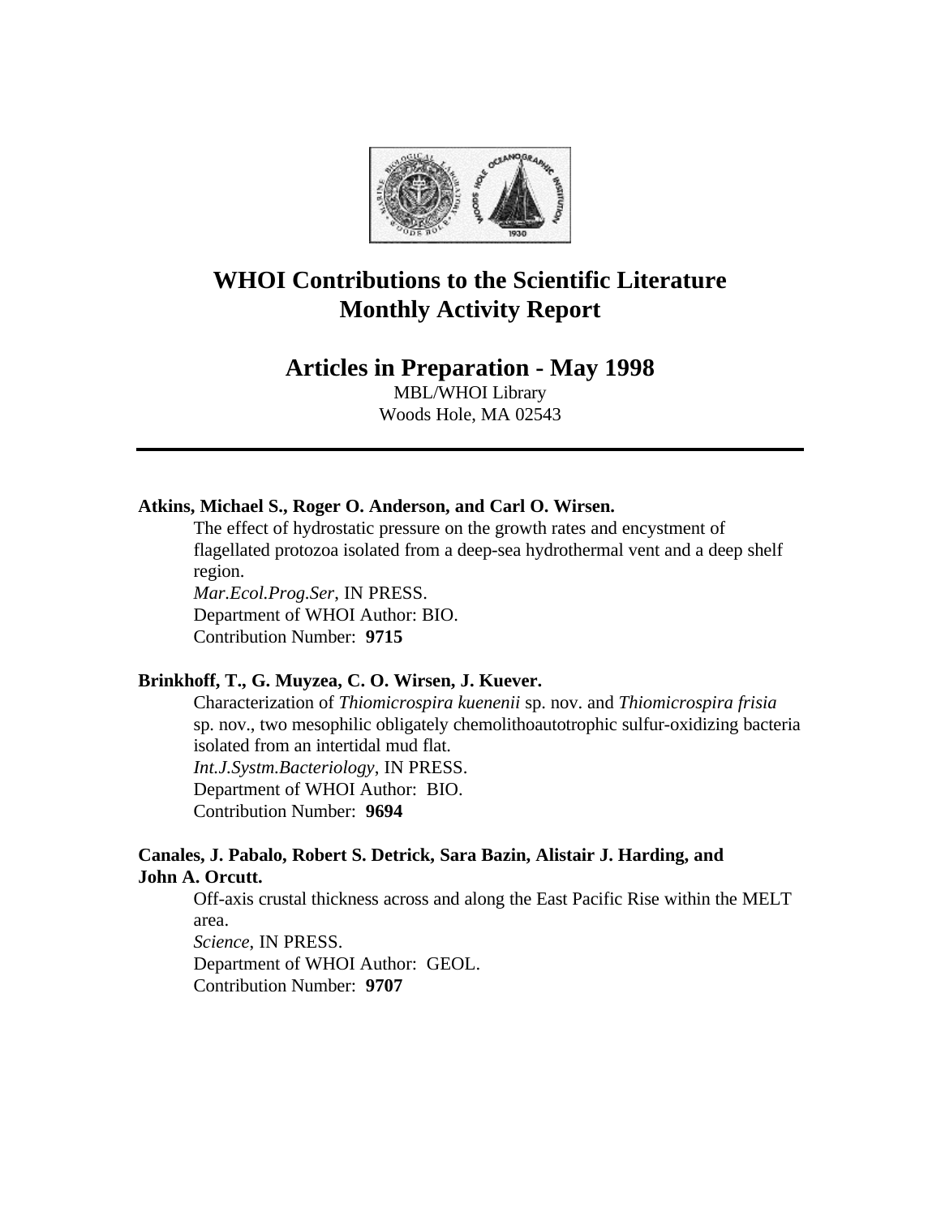# WHOI Contributions to the Scientific Literature
# Monthly Activity Report

## Articles in Preparation - May 1998

MBL/WHOI Library
Woods Hole, MA 02543

---

**Atkins, Michael S., Roger O. Anderson, and Carl O. Wirsen.**

The effect of hydrostatic pressure on the growth rates and encystment of flagellated protozoa isolated from a deep-sea hydrothermal vent and a deep shelf region.
*Mar.Ecol.Prog.Ser*, IN PRESS.
Department of WHOI Author: BIO.
Contribution Number: **9715**

**Brinkhoff, T., G. Muyzea, C. O. Wirsen, J. Kuever.**

Characterization of *Thiomicrospira kuenenii* sp. nov. and *Thiomicrospira frisia* sp. nov., two mesophilic obligately chemolithoautotrophic sulfur-oxidizing bacteria isolated from an intertidal mud flat.
*Int.J.Systm.Bacteriology*, IN PRESS.
Department of WHOI Author: BIO.
Contribution Number: **9694**

**Canales, J. Pabalo, Robert S. Detrick, Sara Bazin, Alistair J. Harding, and John A. Orcutt.**

Off-axis crustal thickness across and along the East Pacific Rise within the MELT area.
*Science*, IN PRESS.
Department of WHOI Author: GEOL.
Contribution Number: **9707**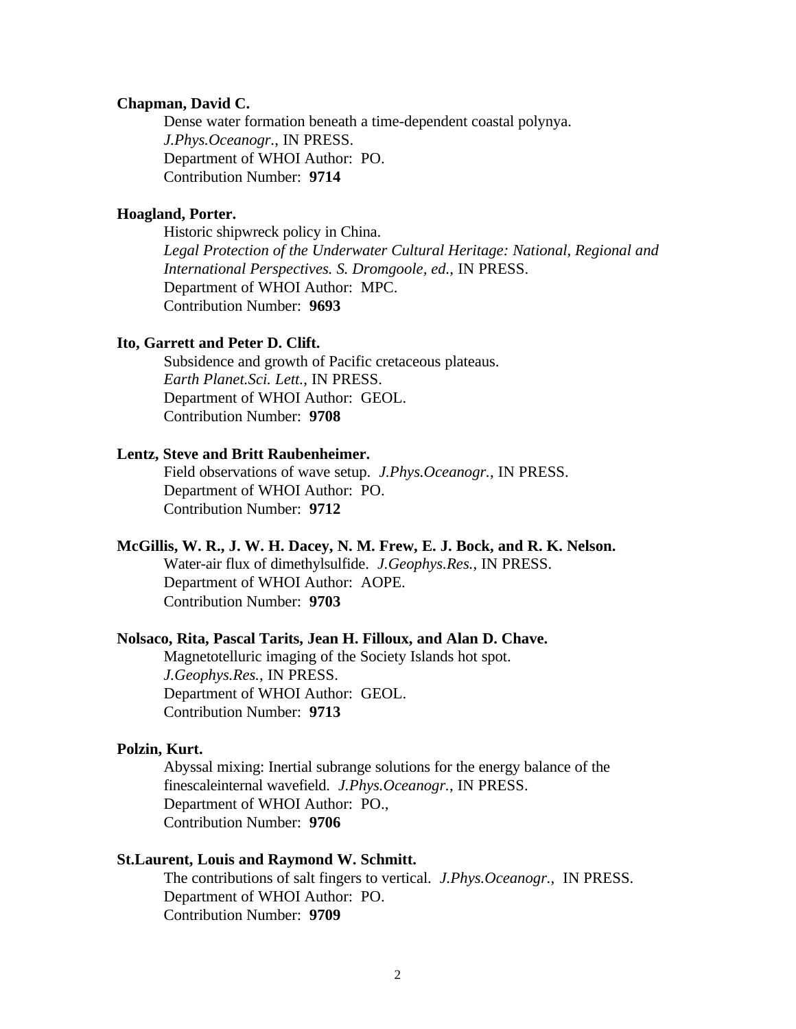**Chapman, David C.**

Dense water formation beneath a time-dependent coastal polynya.
*J.Phys.Oceanogr.*, IN PRESS.
Department of WHOI Author: PO.
Contribution Number: **9714**

**Hoagland, Porter.**

Historic shipwreck policy in China.
*Legal Protection of the Underwater Cultural Heritage: National, Regional and International Perspectives. S. Dromgoole, ed.*, IN PRESS.
Department of WHOI Author: MPC.
Contribution Number: **9693**

**Ito, Garrett and Peter D. Clift.**

Subsidence and growth of Pacific cretaceous plateaus.
*Earth Planet.Sci. Lett.*, IN PRESS.
Department of WHOI Author: GEOL.
Contribution Number: **9708**

**Lentz, Steve and Britt Raubenheimer.**

Field observations of wave setup. *J.Phys.Oceanogr.*, IN PRESS.
Department of WHOI Author: PO.
Contribution Number: **9712**

**McGillis, W. R., J. W. H. Dacey, N. M. Frew, E. J. Bock, and R. K. Nelson.**

Water-air flux of dimethylsulfide. *J.Geophys.Res.*, IN PRESS.
Department of WHOI Author: AOPE.
Contribution Number: **9703**

**Nolsaco, Rita, Pascal Tarits, Jean H. Filloux, and Alan D. Chave.**

Magnetotelluric imaging of the Society Islands hot spot.
*J.Geophys.Res.*, IN PRESS.
Department of WHOI Author: GEOL.
Contribution Number: **9713**

**Polzin, Kurt.**

Abyssal mixing: Inertial subrange solutions for the energy balance of the finescaleinternal wavefield. *J.Phys.Oceanogr.*, IN PRESS.
Department of WHOI Author: PO.,
Contribution Number: **9706**

**St.Laurent, Louis and Raymond W. Schmitt.**

The contributions of salt fingers to vertical. *J.Phys.Oceanogr.*, IN PRESS.
Department of WHOI Author: PO.
Contribution Number: **9709**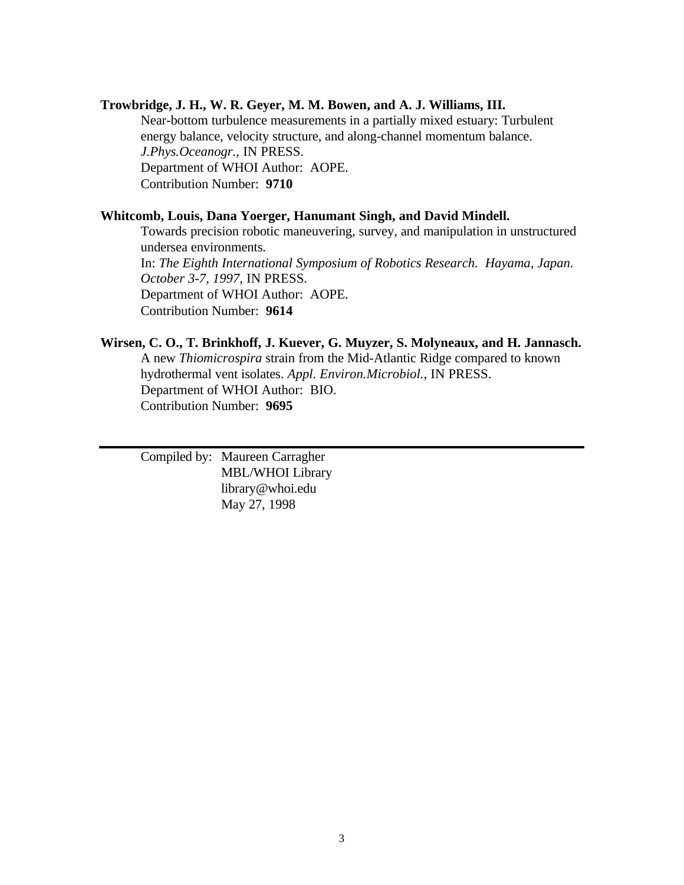**Trowbridge, J. H., W. R. Geyer, M. M. Bowen, and A. J. Williams, III.**
Near-bottom turbulence measurements in a partially mixed estuary: Turbulent energy balance, velocity structure, and along-channel momentum balance. *J.Phys.Oceanogr.*, IN PRESS.
Department of WHOI Author: AOPE.
Contribution Number: **9710**

**Whitcomb, Louis, Dana Yoerger, Hanumant Singh, and David Mindell.**
Towards precision robotic maneuvering, survey, and manipulation in unstructured undersea environments.
In: *The Eighth International Symposium of Robotics Research. Hayama, Japan. October 3-7, 1997*, IN PRESS.
Department of WHOI Author: AOPE.
Contribution Number: **9614**

**Wirsen, C. O., T. Brinkhoff, J. Kuever, G. Muyzer, S. Molyneaux, and H. Jannasch.**
A new *Thiomicrospira* strain from the Mid-Atlantic Ridge compared to known hydrothermal vent isolates. *Appl. Environ.Microbiol.*, IN PRESS.
Department of WHOI Author: BIO.
Contribution Number: **9695**

---

Compiled by: Maureen Carragher
MBL/WHOI Library
library@whoi.edu
May 27, 1998